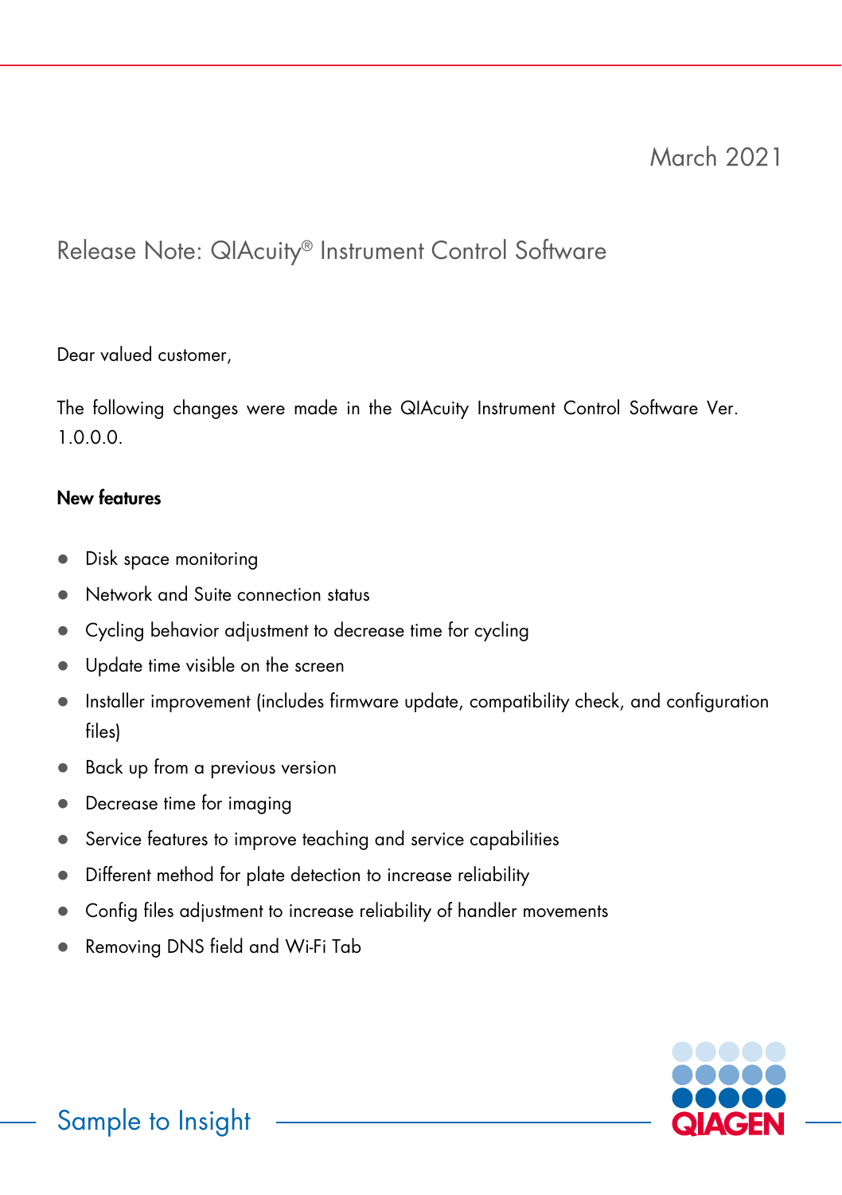March 2021

# Release Note: QIAcuity® Instrument Control Software

Dear valued customer,

The following changes were made in the QIAcuity Instrument Control Software Ver. 1.0.0.0.

**New features**

- Disk space monitoring
- Network and Suite connection status
- Cycling behavior adjustment to decrease time for cycling
- Update time visible on the screen
- Installer improvement (includes firmware update, compatibility check, and configuration files)
- Back up from a previous version
- Decrease time for imaging
- Service features to improve teaching and service capabilities
- Different method for plate detection to increase reliability
- Config files adjustment to increase reliability of handler movements
- Removing DNS field and Wi-Fi Tab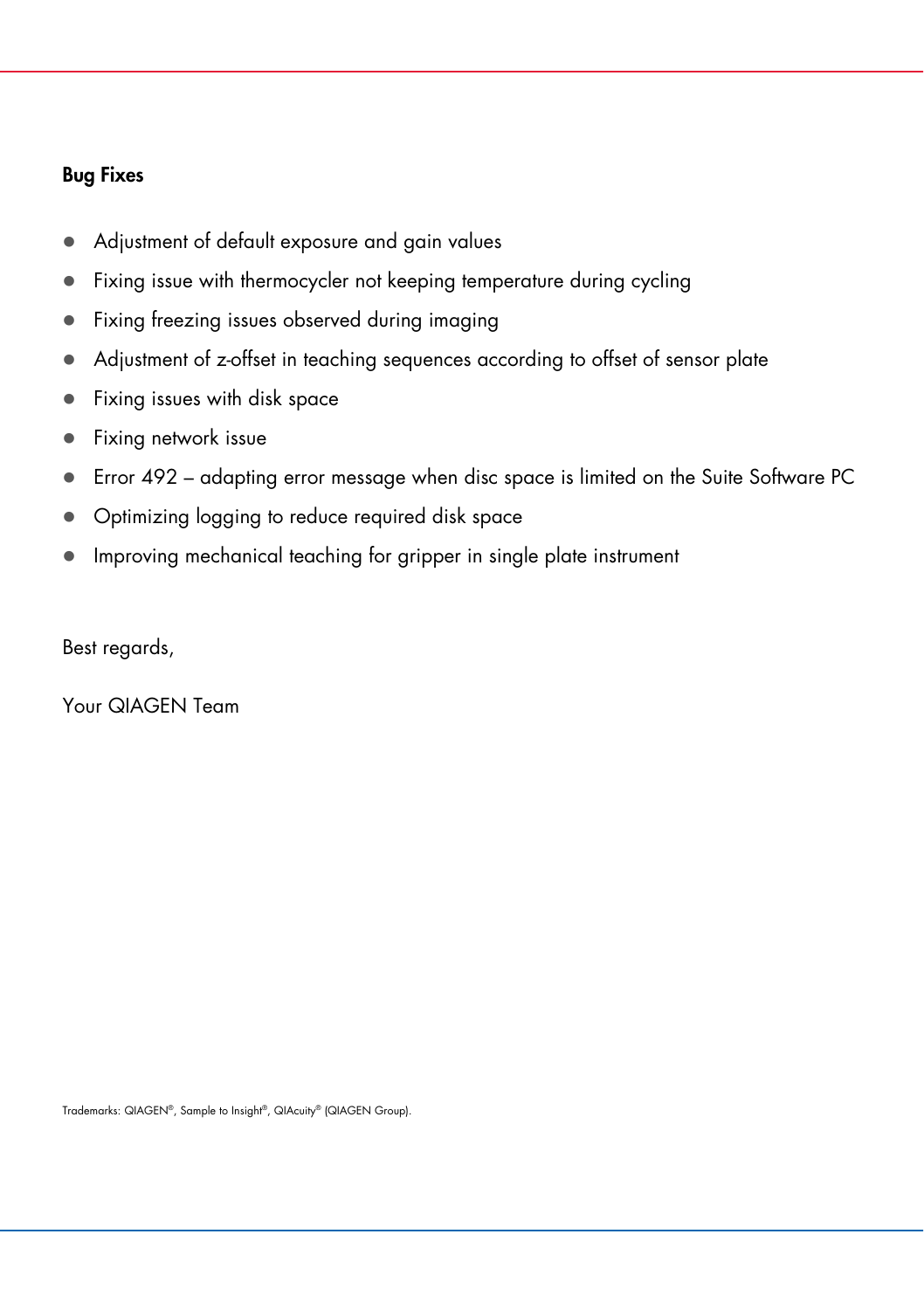## Bug Fixes

- Adjustment of default exposure and gain values
- Fixing issue with thermocycler not keeping temperature during cycling
- Fixing freezing issues observed during imaging
- Adjustment of z-offset in teaching sequences according to offset of sensor plate
- Fixing issues with disk space
- Fixing network issue
- Error 492 – adapting error message when disc space is limited on the Suite Software PC
- Optimizing logging to reduce required disk space
- Improving mechanical teaching for gripper in single plate instrument

Best regards,

Your QIAGEN Team

Trademarks: QIAGEN®, Sample to Insight®, QIAcuity® (QIAGEN Group).